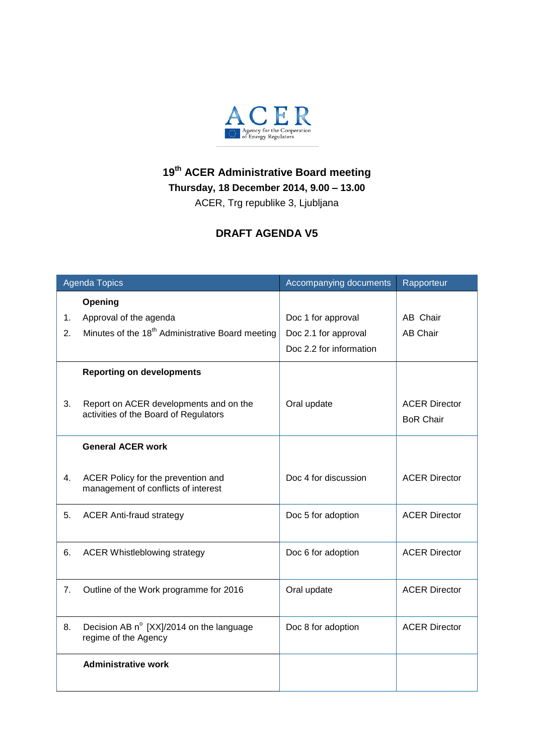ACER

Agency for the Cooperation of Energy Regulators

# 19th ACER Administrative Board meeting

**Thursday, 18 December 2014, 9.00 – 13.00**

ACER, Trg republike 3, Ljubljana

## DRAFT AGENDA V5

| Agenda Topics | | Accompanying documents | Rapporteur |
|---|---|---|---|
| | **Opening** | | |
| 1. | Approval of the agenda | Doc 1 for approval | AB Chair |
| 2. | Minutes of the 18th Administrative Board meeting | Doc 2.1 for approval<br>Doc 2.2 for information | AB Chair |
| | **Reporting on developments** | | |
| 3. | Report on ACER developments and on the activities of the Board of Regulators | Oral update | ACER Director<br>BoR Chair |
| | **General ACER work** | | |
| 4. | ACER Policy for the prevention and management of conflicts of interest | Doc 4 for discussion | ACER Director |
| 5. | ACER Anti-fraud strategy | Doc 5 for adoption | ACER Director |
| 6. | ACER Whistleblowing strategy | Doc 6 for adoption | ACER Director |
| 7. | Outline of the Work programme for 2016 | Oral update | ACER Director |
| 8. | Decision AB n° [XX]/2014 on the language regime of the Agency | Doc 8 for adoption | ACER Director |
| | **Administrative work** | | |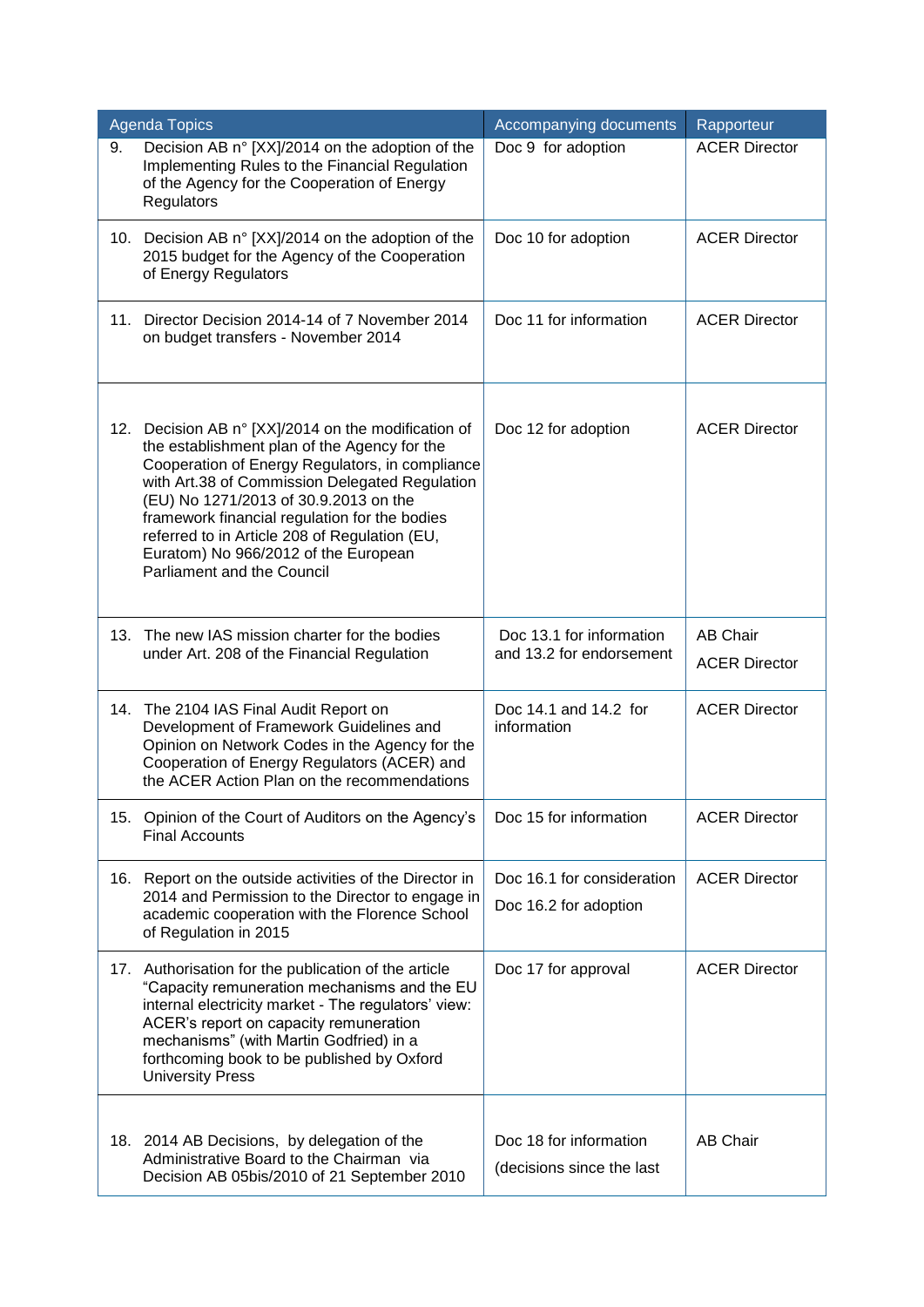| Agenda Topics | Accompanying documents | Rapporteur |
|---|---|---|
| 9. Decision AB n° [XX]/2014 on the adoption of the Implementing Rules to the Financial Regulation of the Agency for the Cooperation of Energy Regulators | Doc 9 for adoption | ACER Director |
| 10. Decision AB n° [XX]/2014 on the adoption of the 2015 budget for the Agency of the Cooperation of Energy Regulators | Doc 10 for adoption | ACER Director |
| 11. Director Decision 2014-14 of 7 November 2014 on budget transfers - November 2014 | Doc 11 for information | ACER Director |
| 12. Decision AB n° [XX]/2014 on the modification of the establishment plan of the Agency for the Cooperation of Energy Regulators, in compliance with Art.38 of Commission Delegated Regulation (EU) No 1271/2013 of 30.9.2013 on the framework financial regulation for the bodies referred to in Article 208 of Regulation (EU, Euratom) No 966/2012 of the European Parliament and the Council | Doc 12 for adoption | ACER Director |
| 13. The new IAS mission charter for the bodies under Art. 208 of the Financial Regulation | Doc 13.1 for information and 13.2 for endorsement | AB Chair<br>ACER Director |
| 14. The 2104 IAS Final Audit Report on Development of Framework Guidelines and Opinion on Network Codes in the Agency for the Cooperation of Energy Regulators (ACER) and the ACER Action Plan on the recommendations | Doc 14.1 and 14.2 for information | ACER Director |
| 15. Opinion of the Court of Auditors on the Agency's Final Accounts | Doc 15 for information | ACER Director |
| 16. Report on the outside activities of the Director in 2014 and Permission to the Director to engage in academic cooperation with the Florence School of Regulation in 2015 | Doc 16.1 for consideration<br>Doc 16.2 for adoption | ACER Director |
| 17. Authorisation for the publication of the article "Capacity remuneration mechanisms and the EU internal electricity market - The regulators' view: ACER's report on capacity remuneration mechanisms" (with Martin Godfried) in a forthcoming book to be published by Oxford University Press | Doc 17 for approval | ACER Director |
| 18. 2014 AB Decisions, by delegation of the Administrative Board to the Chairman via Decision AB 05bis/2010 of 21 September 2010 | Doc 18 for information<br>(decisions since the last | AB Chair |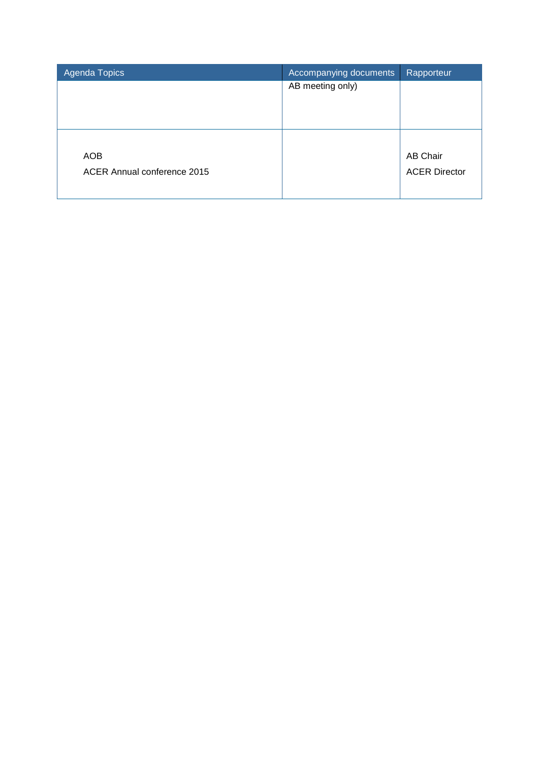| Agenda Topics | Accompanying documents | Rapporteur |
|---|---|---|
| | AB meeting only) | |
| AOB<br>ACER Annual conference 2015 | | AB Chair<br>ACER Director |